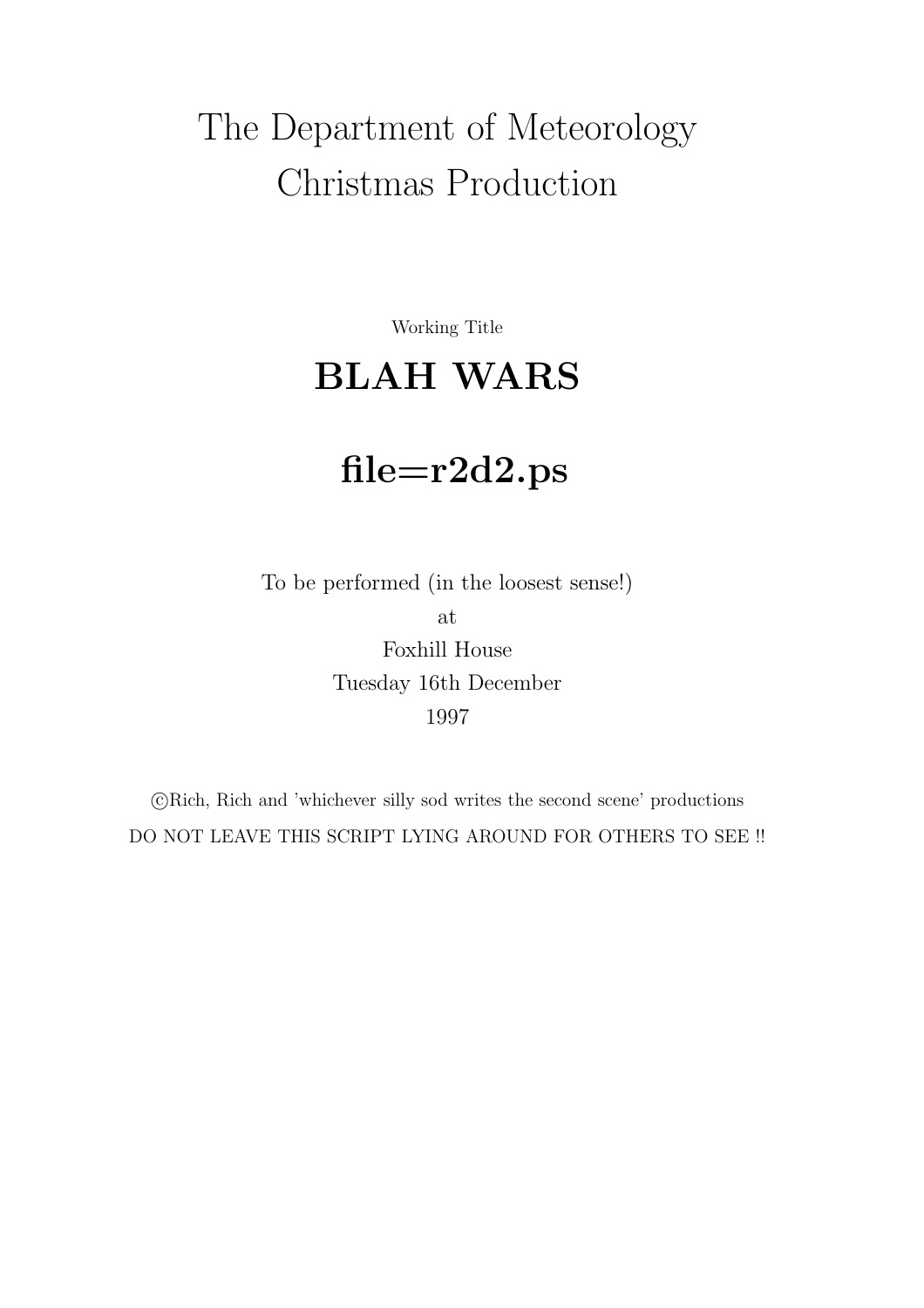# The Department of Meteorology Christmas Production

Working Title

## BLAH WARS

## file=r2d2.ps

To be performed (in the loosest sense!)
at
Foxhill House
Tuesday 16th December
1997

©Rich, Rich and 'whichever silly sod writes the second scene' productions

DO NOT LEAVE THIS SCRIPT LYING AROUND FOR OTHERS TO SEE !!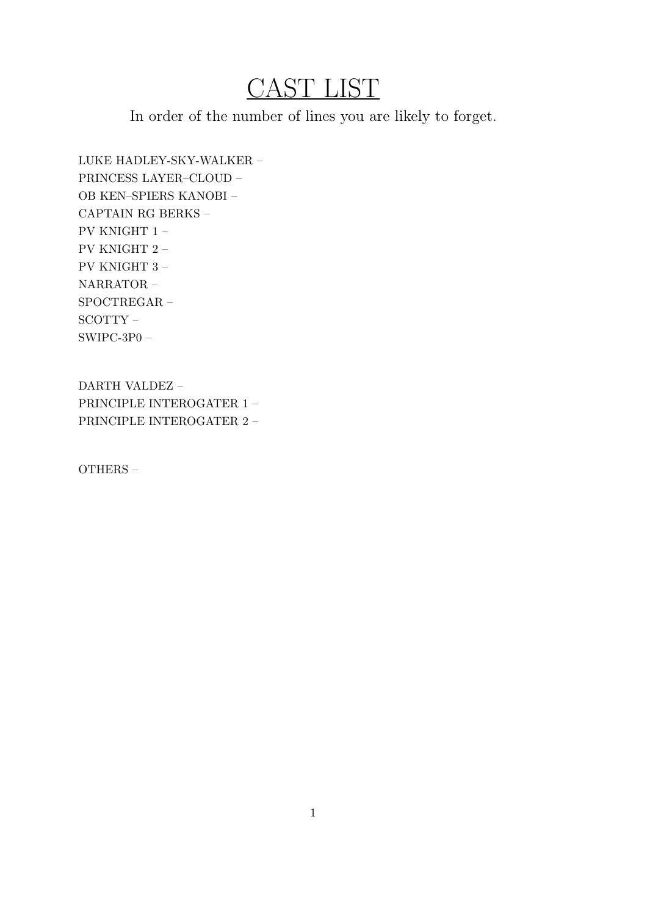# CAST LIST

In order of the number of lines you are likely to forget.

LUKE HADLEY-SKY-WALKER –
PRINCESS LAYER–CLOUD –
OB KEN–SPIERS KANOBI –
CAPTAIN RG BERKS –
PV KNIGHT 1 –
PV KNIGHT 2 –
PV KNIGHT 3 –
NARRATOR –
SPOCTREGAR –
SCOTTY –
SWIPC-3P0 –

DARTH VALDEZ –
PRINCIPLE INTEROGATER 1 –
PRINCIPLE INTEROGATER 2 –

OTHERS –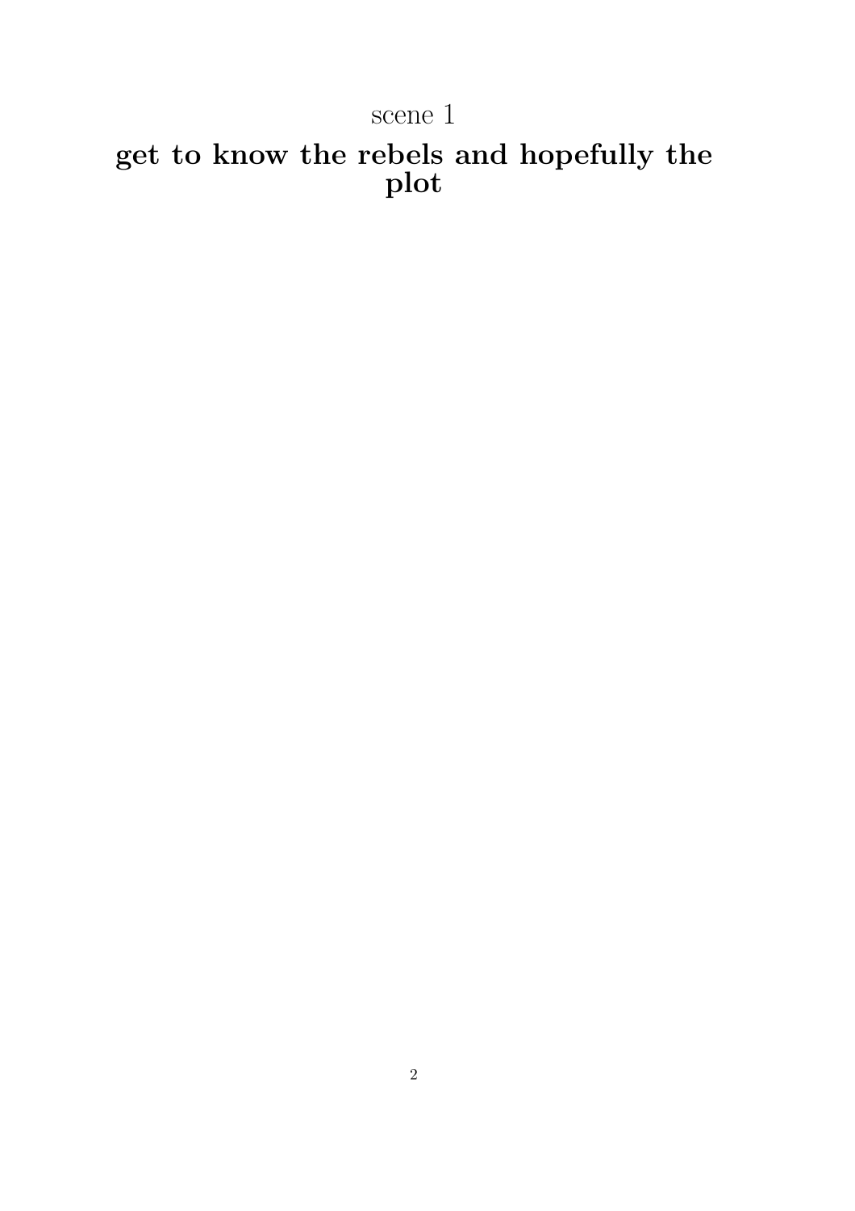scene 1

# get to know the rebels and hopefully the plot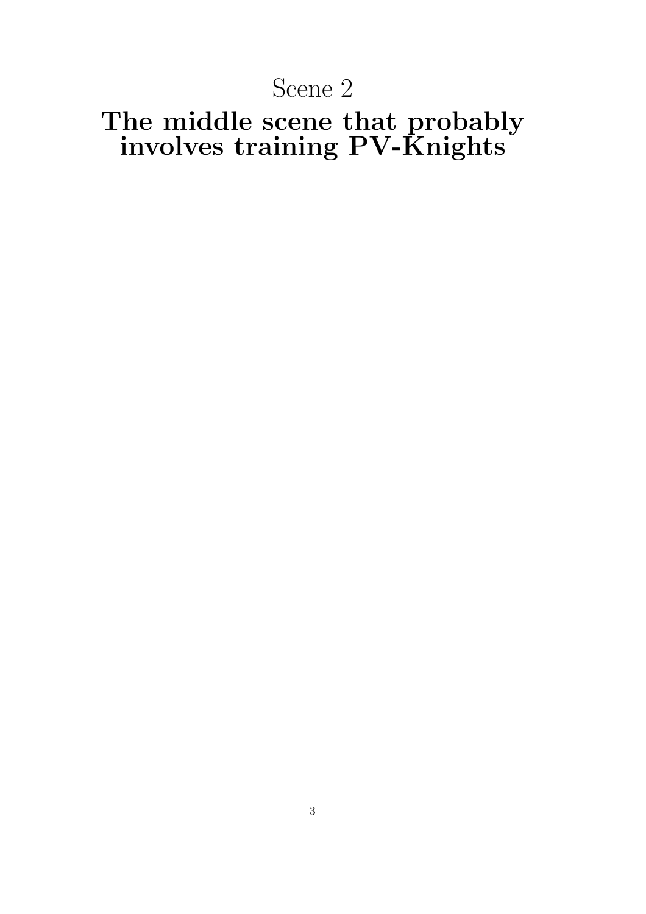# Scene 2

# The middle scene that probably involves training PV-Knights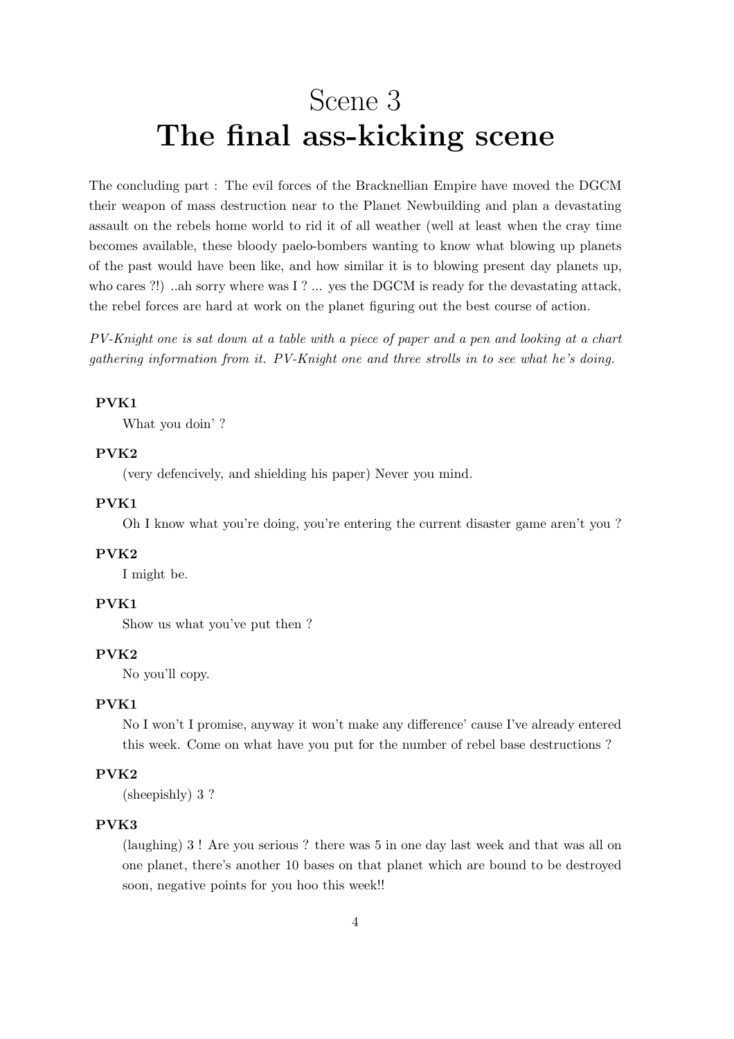# Scene 3
# **The final ass-kicking scene**

The concluding part : The evil forces of the Bracknellian Empire have moved the DGCM their weapon of mass destruction near to the Planet Newbuilding and plan a devastating assault on the rebels home world to rid it of all weather (well at least when the cray time becomes available, these bloody paelo-bombers wanting to know what blowing up planets of the past would have been like, and how similar it is to blowing present day planets up, who cares ?!) ..ah sorry where was I ? ... yes the DGCM is ready for the devastating attack, the rebel forces are hard at work on the planet figuring out the best course of action.

*PV-Knight one is sat down at a table with a piece of paper and a pen and looking at a chart gathering information from it. PV-Knight one and three strolls in to see what he's doing.*

**PVK1**

What you doin' ?

**PVK2**

(very defencively, and shielding his paper) Never you mind.

**PVK1**

Oh I know what you're doing, you're entering the current disaster game aren't you ?

**PVK2**

I might be.

**PVK1**

Show us what you've put then ?

**PVK2**

No you'll copy.

**PVK1**

No I won't I promise, anyway it won't make any difference' cause I've already entered this week. Come on what have you put for the number of rebel base destructions ?

**PVK2**

(sheepishly) 3 ?

**PVK3**

(laughing) 3 ! Are you serious ? there was 5 in one day last week and that was all on one planet, there's another 10 bases on that planet which are bound to be destroyed soon, negative points for you hoo this week!!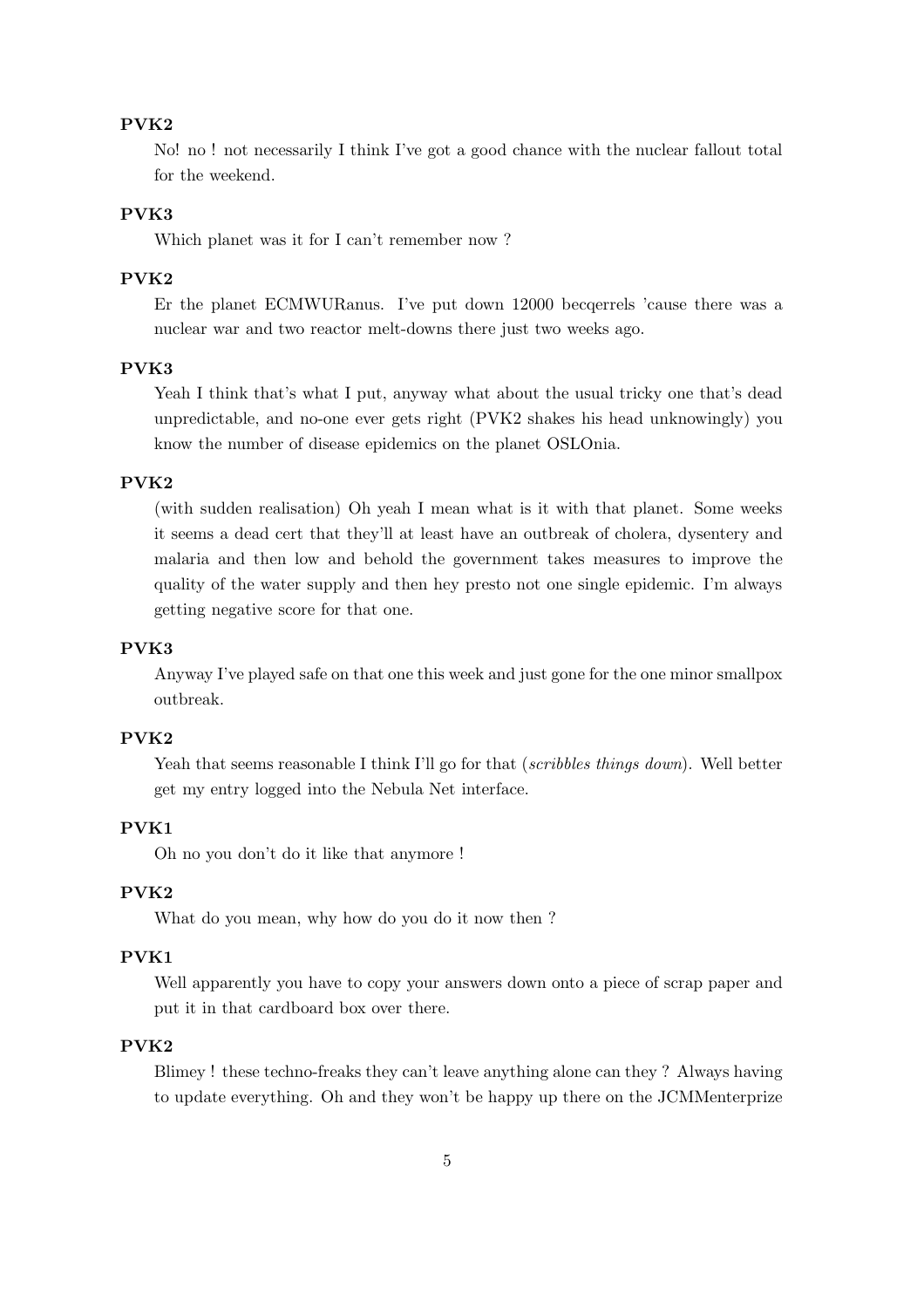**PVK2**

No! no ! not necessarily I think I've got a good chance with the nuclear fallout total for the weekend.

**PVK3**

Which planet was it for I can't remember now ?

**PVK2**

Er the planet ECMWURanus. I've put down 12000 becqerrels 'cause there was a nuclear war and two reactor melt-downs there just two weeks ago.

**PVK3**

Yeah I think that's what I put, anyway what about the usual tricky one that's dead unpredictable, and no-one ever gets right (PVK2 shakes his head unknowingly) you know the number of disease epidemics on the planet OSLOnia.

**PVK2**

(with sudden realisation) Oh yeah I mean what is it with that planet. Some weeks it seems a dead cert that they'll at least have an outbreak of cholera, dysentery and malaria and then low and behold the government takes measures to improve the quality of the water supply and then hey presto not one single epidemic. I'm always getting negative score for that one.

**PVK3**

Anyway I've played safe on that one this week and just gone for the one minor smallpox outbreak.

**PVK2**

Yeah that seems reasonable I think I'll go for that (*scribbles things down*). Well better get my entry logged into the Nebula Net interface.

**PVK1**

Oh no you don't do it like that anymore !

**PVK2**

What do you mean, why how do you do it now then ?

**PVK1**

Well apparently you have to copy your answers down onto a piece of scrap paper and put it in that cardboard box over there.

**PVK2**

Blimey ! these techno-freaks they can't leave anything alone can they ? Always having to update everything. Oh and they won't be happy up there on the JCMMenterprize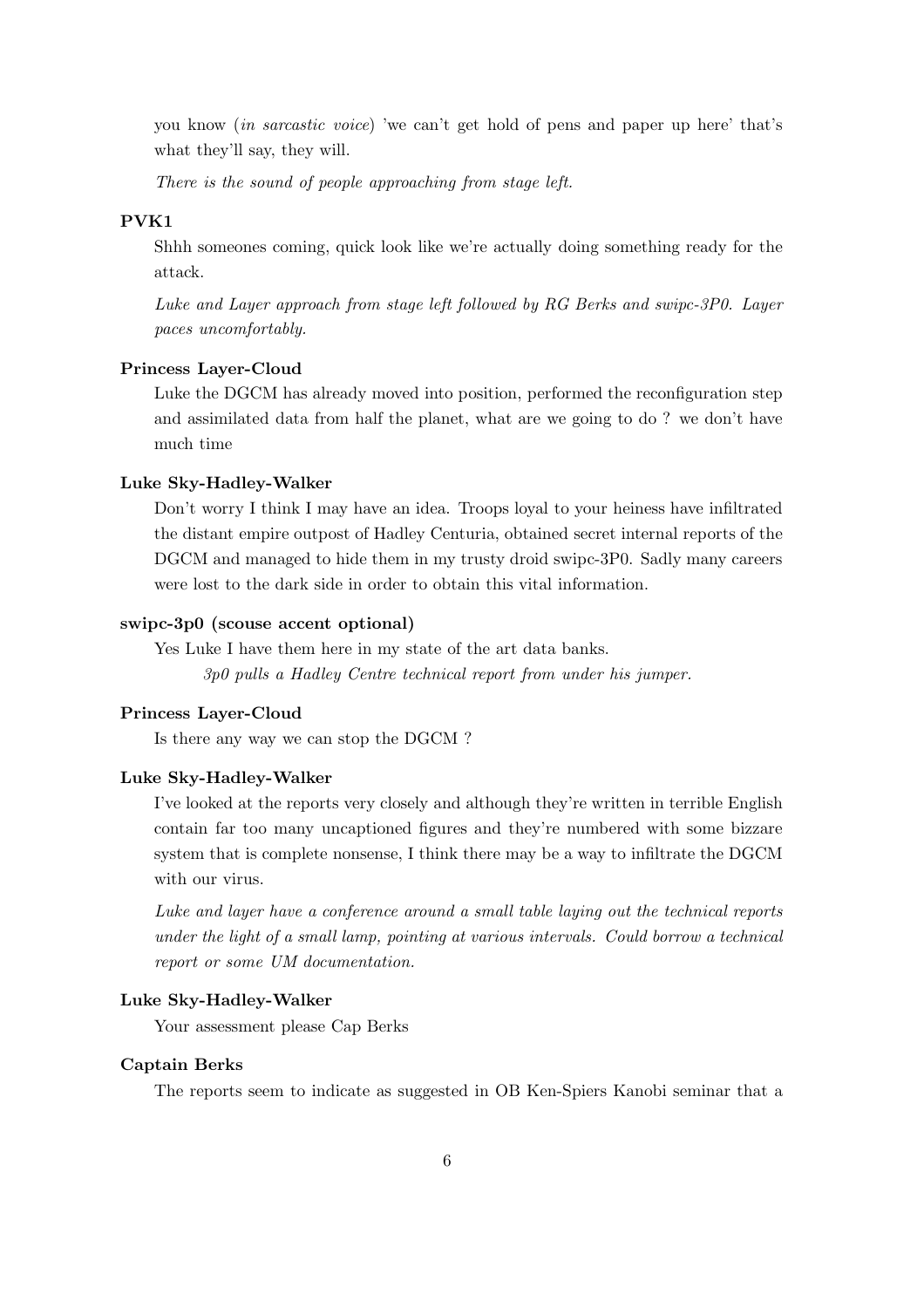you know (*in sarcastic voice*) 'we can't get hold of pens and paper up here' that's what they'll say, they will.

*There is the sound of people approaching from stage left.*

**PVK1**

Shhh someones coming, quick look like we're actually doing something ready for the attack.

*Luke and Layer approach from stage left followed by RG Berks and swipc-3P0. Layer paces uncomfortably.*

**Princess Layer-Cloud**

Luke the DGCM has already moved into position, performed the reconfiguration step and assimilated data from half the planet, what are we going to do ? we don't have much time

**Luke Sky-Hadley-Walker**

Don't worry I think I may have an idea. Troops loyal to your heiness have infiltrated the distant empire outpost of Hadley Centuria, obtained secret internal reports of the DGCM and managed to hide them in my trusty droid swipc-3P0. Sadly many careers were lost to the dark side in order to obtain this vital information.

**swipc-3p0 (scouse accent optional)**

Yes Luke I have them here in my state of the art data banks.

*3p0 pulls a Hadley Centre technical report from under his jumper.*

**Princess Layer-Cloud**

Is there any way we can stop the DGCM ?

**Luke Sky-Hadley-Walker**

I've looked at the reports very closely and although they're written in terrible English contain far too many uncaptioned figures and they're numbered with some bizzare system that is complete nonsense, I think there may be a way to infiltrate the DGCM with our virus.

*Luke and layer have a conference around a small table laying out the technical reports under the light of a small lamp, pointing at various intervals. Could borrow a technical report or some UM documentation.*

**Luke Sky-Hadley-Walker**

Your assessment please Cap Berks

**Captain Berks**

The reports seem to indicate as suggested in OB Ken-Spiers Kanobi seminar that a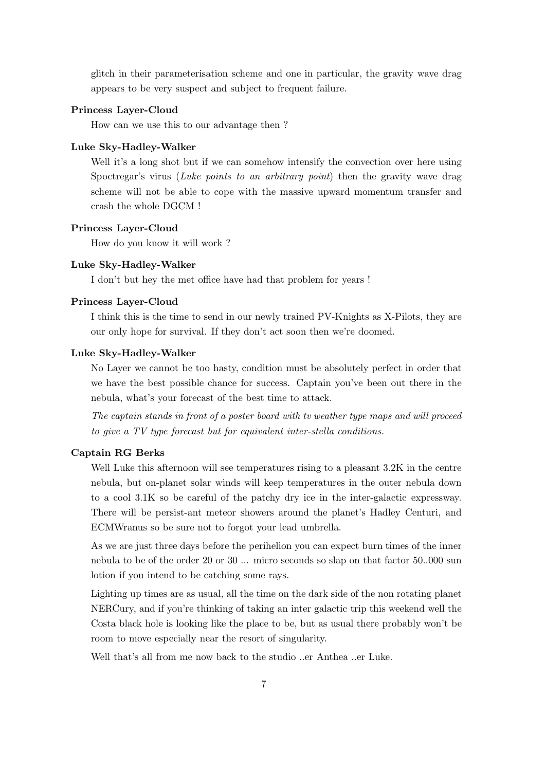glitch in their parameterisation scheme and one in particular, the gravity wave drag appears to be very suspect and subject to frequent failure.

**Princess Layer-Cloud**

How can we use this to our advantage then ?

**Luke Sky-Hadley-Walker**

Well it's a long shot but if we can somehow intensify the convection over here using Spoctregar's virus (*Luke points to an arbitrary point*) then the gravity wave drag scheme will not be able to cope with the massive upward momentum transfer and crash the whole DGCM !

**Princess Layer-Cloud**

How do you know it will work ?

**Luke Sky-Hadley-Walker**

I don't but hey the met office have had that problem for years !

**Princess Layer-Cloud**

I think this is the time to send in our newly trained PV-Knights as X-Pilots, they are our only hope for survival. If they don't act soon then we're doomed.

**Luke Sky-Hadley-Walker**

No Layer we cannot be too hasty, condition must be absolutely perfect in order that we have the best possible chance for success. Captain you've been out there in the nebula, what's your forecast of the best time to attack.

*The captain stands in front of a poster board with tv weather type maps and will proceed to give a TV type forecast but for equivalent inter-stella conditions.*

**Captain RG Berks**

Well Luke this afternoon will see temperatures rising to a pleasant 3.2K in the centre nebula, but on-planet solar winds will keep temperatures in the outer nebula down to a cool 3.1K so be careful of the patchy dry ice in the inter-galactic expressway. There will be persist-ant meteor showers around the planet's Hadley Centuri, and ECMWranus so be sure not to forgot your lead umbrella.

As we are just three days before the perihelion you can expect burn times of the inner nebula to be of the order 20 or 30 ... micro seconds so slap on that factor 50..000 sun lotion if you intend to be catching some rays.

Lighting up times are as usual, all the time on the dark side of the non rotating planet NERCury, and if you're thinking of taking an inter galactic trip this weekend well the Costa black hole is looking like the place to be, but as usual there probably won't be room to move especially near the resort of singularity.

Well that's all from me now back to the studio ..er Anthea ..er Luke.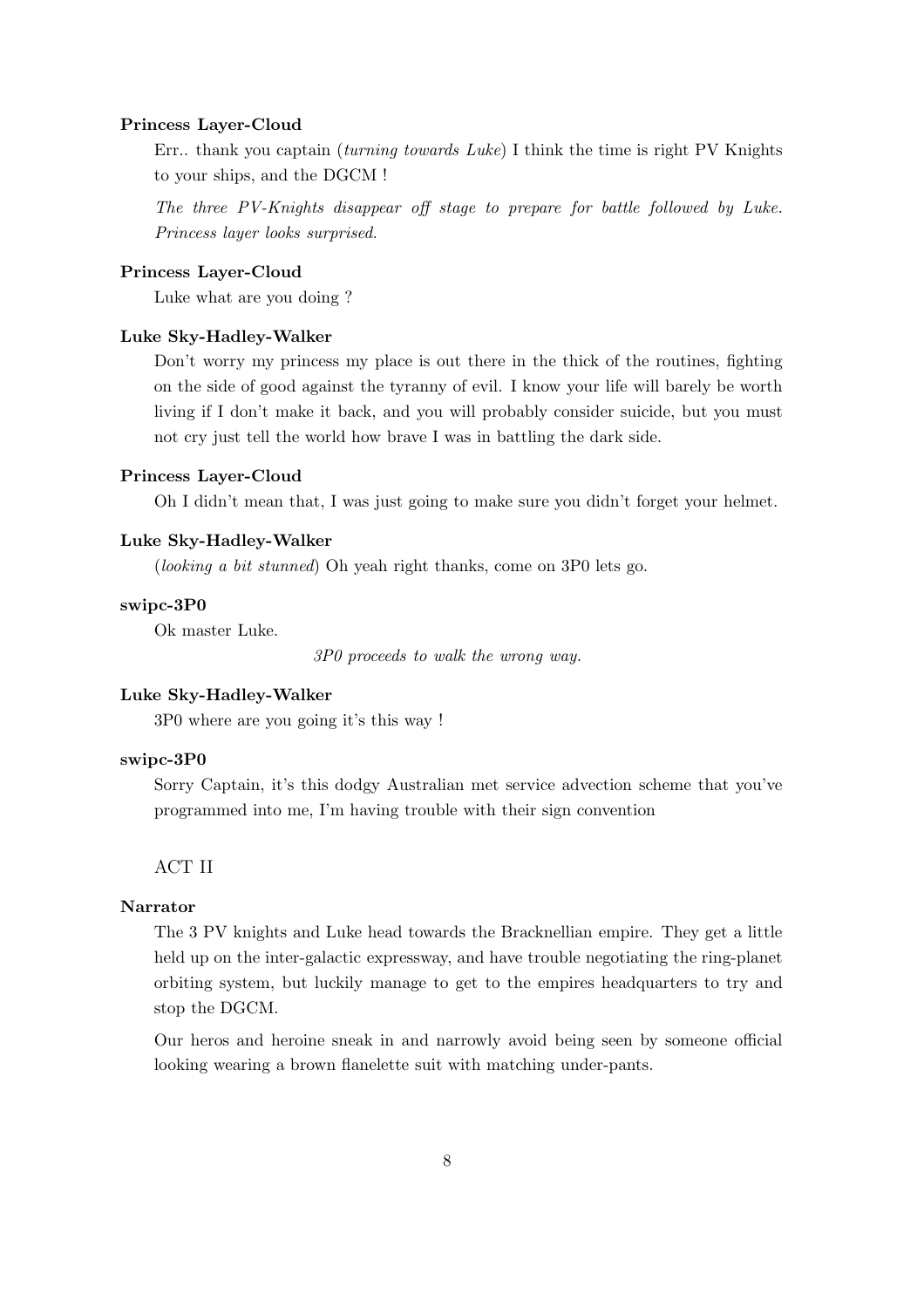**Princess Layer-Cloud**

Err.. thank you captain (*turning towards Luke*) I think the time is right PV Knights to your ships, and the DGCM !

*The three PV-Knights disappear off stage to prepare for battle followed by Luke. Princess layer looks surprised.*

**Princess Layer-Cloud**

Luke what are you doing ?

**Luke Sky-Hadley-Walker**

Don't worry my princess my place is out there in the thick of the routines, fighting on the side of good against the tyranny of evil. I know your life will barely be worth living if I don't make it back, and you will probably consider suicide, but you must not cry just tell the world how brave I was in battling the dark side.

**Princess Layer-Cloud**

Oh I didn't mean that, I was just going to make sure you didn't forget your helmet.

**Luke Sky-Hadley-Walker**

(*looking a bit stunned*) Oh yeah right thanks, come on 3P0 lets go.

**swipc-3P0**

Ok master Luke.

*3P0 proceeds to walk the wrong way.*

**Luke Sky-Hadley-Walker**

3P0 where are you going it's this way !

**swipc-3P0**

Sorry Captain, it's this dodgy Australian met service advection scheme that you've programmed into me, I'm having trouble with their sign convention

ACT II

**Narrator**

The 3 PV knights and Luke head towards the Bracknellian empire. They get a little held up on the inter-galactic expressway, and have trouble negotiating the ring-planet orbiting system, but luckily manage to get to the empires headquarters to try and stop the DGCM.

Our heros and heroine sneak in and narrowly avoid being seen by someone official looking wearing a brown flanelette suit with matching under-pants.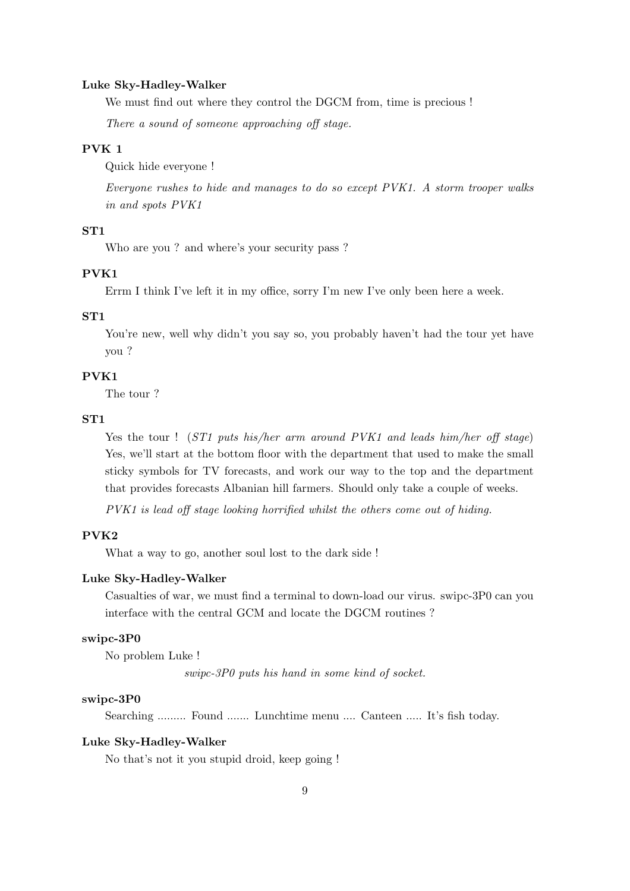**Luke Sky-Hadley-Walker**

We must find out where they control the DGCM from, time is precious !

*There a sound of someone approaching off stage.*

**PVK 1**

Quick hide everyone !

*Everyone rushes to hide and manages to do so except PVK1. A storm trooper walks in and spots PVK1*

**ST1**

Who are you ? and where's your security pass ?

**PVK1**

Errm I think I've left it in my office, sorry I'm new I've only been here a week.

**ST1**

You're new, well why didn't you say so, you probably haven't had the tour yet have you ?

**PVK1**

The tour ?

**ST1**

Yes the tour ! (*ST1 puts his/her arm around PVK1 and leads him/her off stage*) Yes, we'll start at the bottom floor with the department that used to make the small sticky symbols for TV forecasts, and work our way to the top and the department that provides forecasts Albanian hill farmers. Should only take a couple of weeks.

*PVK1 is lead off stage looking horrified whilst the others come out of hiding.*

**PVK2**

What a way to go, another soul lost to the dark side !

**Luke Sky-Hadley-Walker**

Casualties of war, we must find a terminal to down-load our virus. swipc-3P0 can you interface with the central GCM and locate the DGCM routines ?

**swipc-3P0**

No problem Luke !

*swipc-3P0 puts his hand in some kind of socket.*

**swipc-3P0**

Searching ......... Found ....... Lunchtime menu .... Canteen ..... It's fish today.

**Luke Sky-Hadley-Walker**

No that's not it you stupid droid, keep going !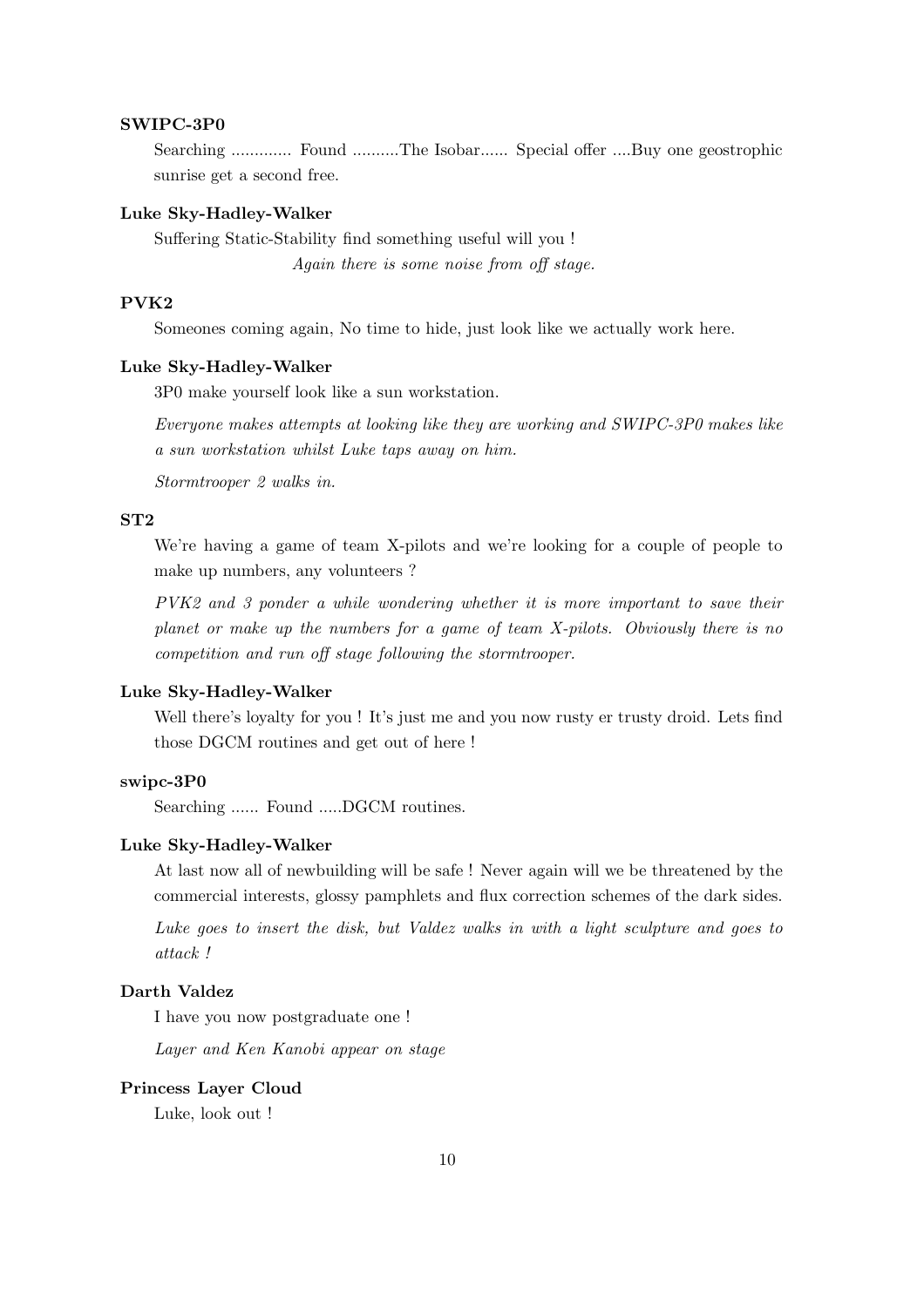**SWIPC-3P0**

Searching ............. Found ..........The Isobar...... Special offer ....Buy one geostrophic sunrise get a second free.

**Luke Sky-Hadley-Walker**

Suffering Static-Stability find something useful will you !

*Again there is some noise from off stage.*

**PVK2**

Someones coming again, No time to hide, just look like we actually work here.

**Luke Sky-Hadley-Walker**

3P0 make yourself look like a sun workstation.

*Everyone makes attempts at looking like they are working and SWIPC-3P0 makes like a sun workstation whilst Luke taps away on him.*

*Stormtrooper 2 walks in.*

**ST2**

We're having a game of team X-pilots and we're looking for a couple of people to make up numbers, any volunteers ?

*PVK2 and 3 ponder a while wondering whether it is more important to save their planet or make up the numbers for a game of team X-pilots. Obviously there is no competition and run off stage following the stormtrooper.*

**Luke Sky-Hadley-Walker**

Well there's loyalty for you ! It's just me and you now rusty er trusty droid. Lets find those DGCM routines and get out of here !

**swipc-3P0**

Searching ...... Found .....DGCM routines.

**Luke Sky-Hadley-Walker**

At last now all of newbuilding will be safe ! Never again will we be threatened by the commercial interests, glossy pamphlets and flux correction schemes of the dark sides.

*Luke goes to insert the disk, but Valdez walks in with a light sculpture and goes to attack !*

**Darth Valdez**

I have you now postgraduate one !

*Layer and Ken Kanobi appear on stage*

**Princess Layer Cloud**

Luke, look out !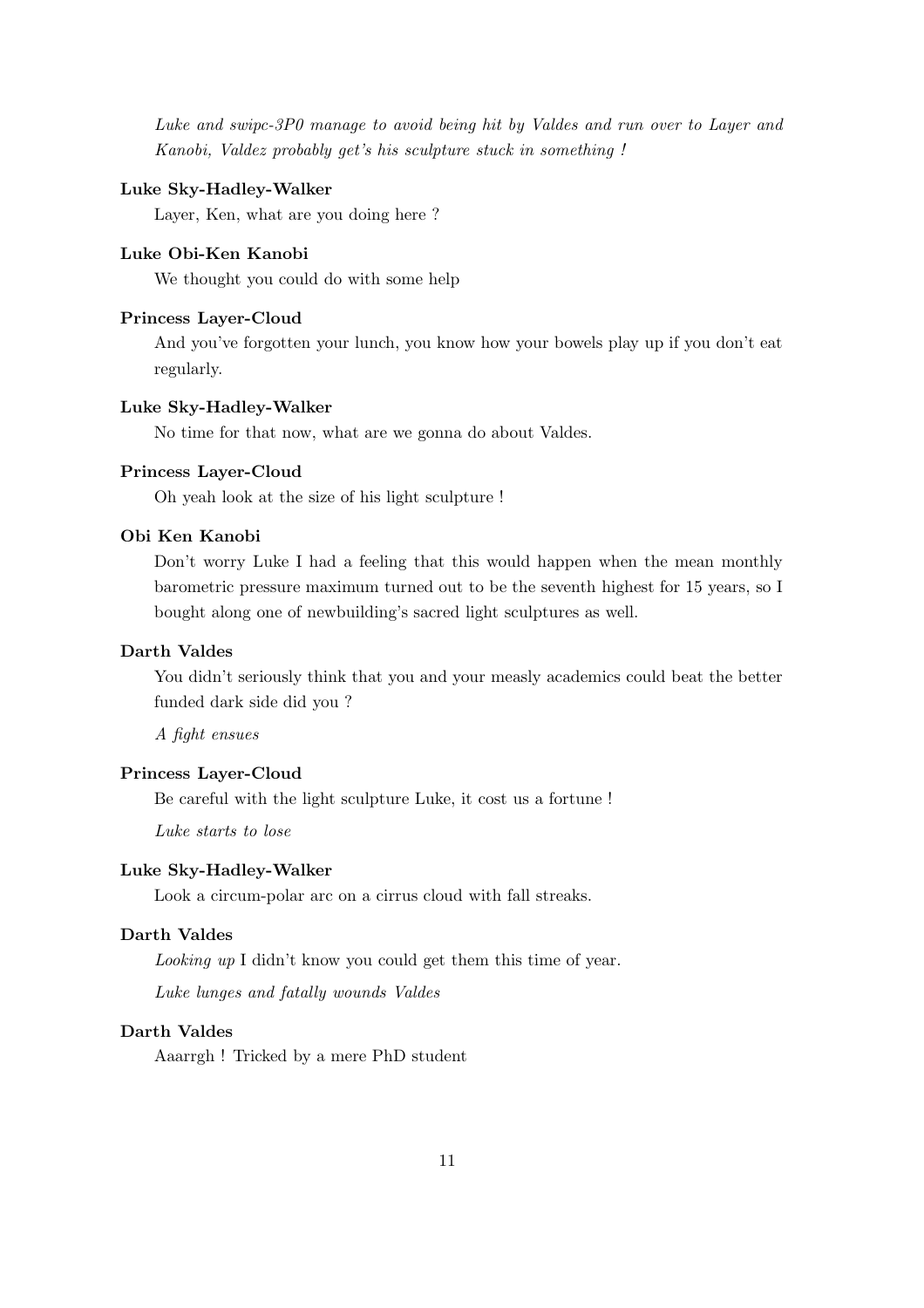*Luke and swipc-3P0 manage to avoid being hit by Valdes and run over to Layer and Kanobi, Valdez probably get's his sculpture stuck in something !*

**Luke Sky-Hadley-Walker**

Layer, Ken, what are you doing here ?

**Luke Obi-Ken Kanobi**

We thought you could do with some help

**Princess Layer-Cloud**

And you've forgotten your lunch, you know how your bowels play up if you don't eat regularly.

**Luke Sky-Hadley-Walker**

No time for that now, what are we gonna do about Valdes.

**Princess Layer-Cloud**

Oh yeah look at the size of his light sculpture !

**Obi Ken Kanobi**

Don't worry Luke I had a feeling that this would happen when the mean monthly barometric pressure maximum turned out to be the seventh highest for 15 years, so I bought along one of newbuilding's sacred light sculptures as well.

**Darth Valdes**

You didn't seriously think that you and your measly academics could beat the better funded dark side did you ?

*A fight ensues*

**Princess Layer-Cloud**

Be careful with the light sculpture Luke, it cost us a fortune !

*Luke starts to lose*

**Luke Sky-Hadley-Walker**

Look a circum-polar arc on a cirrus cloud with fall streaks.

**Darth Valdes**

*Looking up* I didn't know you could get them this time of year.

*Luke lunges and fatally wounds Valdes*

**Darth Valdes**

Aaarrgh ! Tricked by a mere PhD student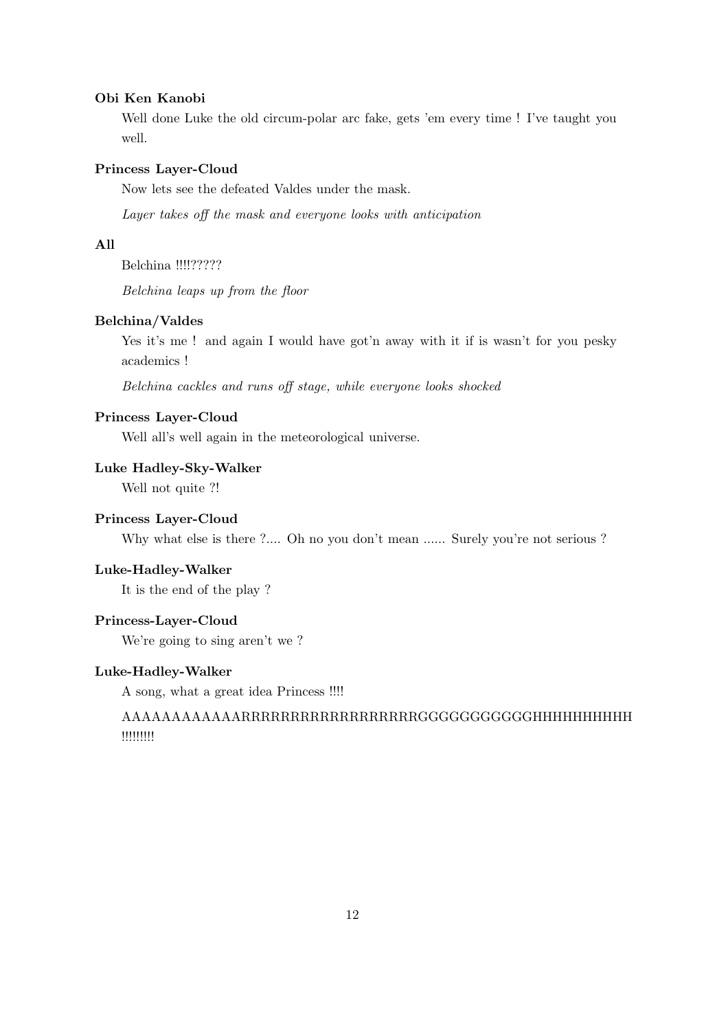**Obi Ken Kanobi**

Well done Luke the old circum-polar arc fake, gets 'em every time ! I've taught you well.

**Princess Layer-Cloud**

Now lets see the defeated Valdes under the mask.

*Layer takes off the mask and everyone looks with anticipation*

**All**

Belchina !!!!?????

*Belchina leaps up from the floor*

**Belchina/Valdes**

Yes it's me ! and again I would have got'n away with it if is wasn't for you pesky academics !

*Belchina cackles and runs off stage, while everyone looks shocked*

**Princess Layer-Cloud**

Well all's well again in the meteorological universe.

**Luke Hadley-Sky-Walker**

Well not quite ?!

**Princess Layer-Cloud**

Why what else is there ?.... Oh no you don't mean ...... Surely you're not serious ?

**Luke-Hadley-Walker**

It is the end of the play ?

**Princess-Layer-Cloud**

We're going to sing aren't we ?

**Luke-Hadley-Walker**

A song, what a great idea Princess !!!!

AAAAAAAAAAAARRRRRRRRRRRRRRRRRGGGGGGGGGGGHHHHHHHHHH !!!!!!!!